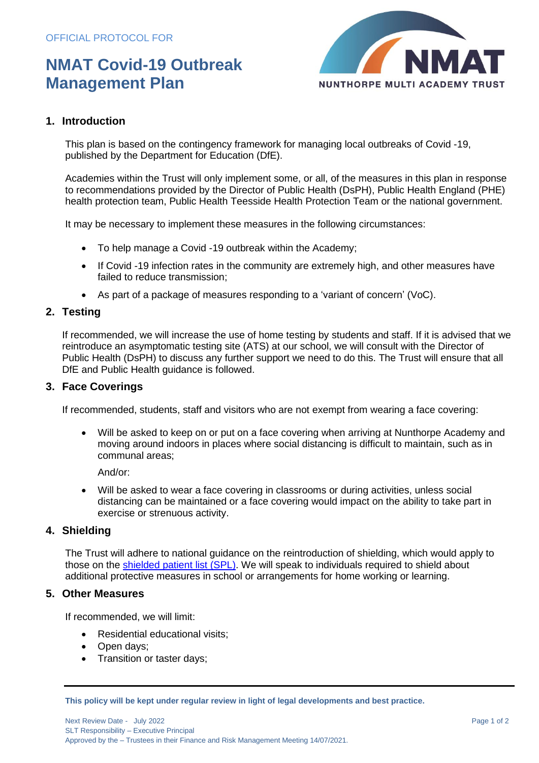OFFICIAL PROTOCOL FOR

# NMAT Covid-19 Outbreak Management Plan

NUNTHORPE MULTI ACADEMY TRUST

## 1. Introduction

This plan is based on the contingency framework for managing local outbreaks of Covid -19, published by the Department for Education (DfE).

Academies within the Trust will only implement some, or all, of the measures in this plan in response to recommendations provided by the Director of Public Health (DsPH), Public Health England (PHE) health protection team, Public Health Teesside Health Protection Team or the national government.

It may be necessary to implement these measures in the following circumstances:

- To help manage a Covid -19 outbreak within the Academy;
- If Covid -19 infection rates in the community are extremely high, and other measures have failed to reduce transmission;
- As part of a package of measures responding to a 'variant of concern' (VoC).

## 2. Testing

If recommended, we will increase the use of home testing by students and staff. If it is advised that we reintroduce an asymptomatic testing site (ATS) at our school, we will consult with the Director of Public Health (DsPH) to discuss any further support we need to do this. The Trust will ensure that all DfE and Public Health guidance is followed.

## 3. Face Coverings

If recommended, students, staff and visitors who are not exempt from wearing a face covering:

- Will be asked to keep on or put on a face covering when arriving at Nunthorpe Academy and moving around indoors in places where social distancing is difficult to maintain, such as in communal areas;

  And/or:

- Will be asked to wear a face covering in classrooms or during activities, unless social distancing can be maintained or a face covering would impact on the ability to take part in exercise or strenuous activity.

## 4. Shielding

The Trust will adhere to national guidance on the reintroduction of shielding, which would apply to those on the shielded patient list (SPL). We will speak to individuals required to shield about additional protective measures in school or arrangements for home working or learning.

## 5. Other Measures

If recommended, we will limit:

- Residential educational visits;
- Open days;
- Transition or taster days;

**This policy will be kept under regular review in light of legal developments and best practice.**

Next Review Date - July 2022
SLT Responsibility – Executive Principal
Approved by the – Trustees in their Finance and Risk Management Meeting 14/07/2021.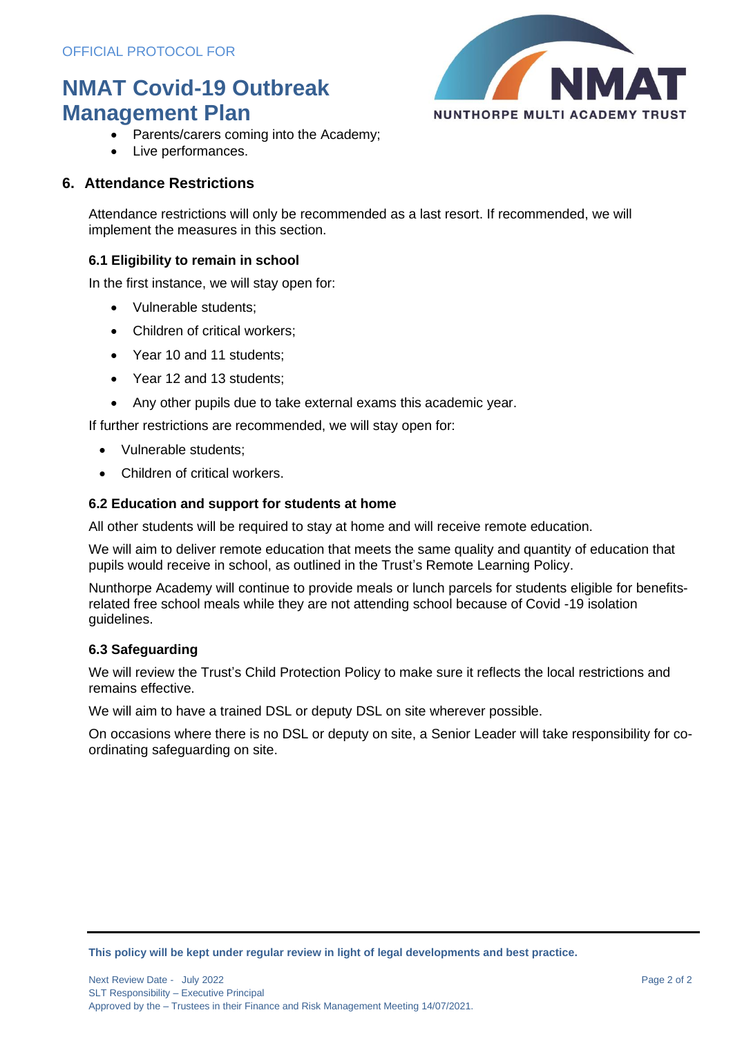- Parents/carers coming into the Academy;
- Live performances.

## 6. Attendance Restrictions

Attendance restrictions will only be recommended as a last resort. If recommended, we will implement the measures in this section.

### 6.1 Eligibility to remain in school

In the first instance, we will stay open for:

- Vulnerable students;
- Children of critical workers;
- Year 10 and 11 students;
- Year 12 and 13 students;
- Any other pupils due to take external exams this academic year.

If further restrictions are recommended, we will stay open for:

- Vulnerable students;
- Children of critical workers.

### 6.2 Education and support for students at home

All other students will be required to stay at home and will receive remote education.

We will aim to deliver remote education that meets the same quality and quantity of education that pupils would receive in school, as outlined in the Trust's Remote Learning Policy.

Nunthorpe Academy will continue to provide meals or lunch parcels for students eligible for benefits-related free school meals while they are not attending school because of Covid -19 isolation guidelines.

### 6.3 Safeguarding

We will review the Trust's Child Protection Policy to make sure it reflects the local restrictions and remains effective.

We will aim to have a trained DSL or deputy DSL on site wherever possible.

On occasions where there is no DSL or deputy on site, a Senior Leader will take responsibility for co-ordinating safeguarding on site.

**This policy will be kept under regular review in light of legal developments and best practice.**

Next Review Date - July 2022
SLT Responsibility – Executive Principal
Approved by the – Trustees in their Finance and Risk Management Meeting 14/07/2021.